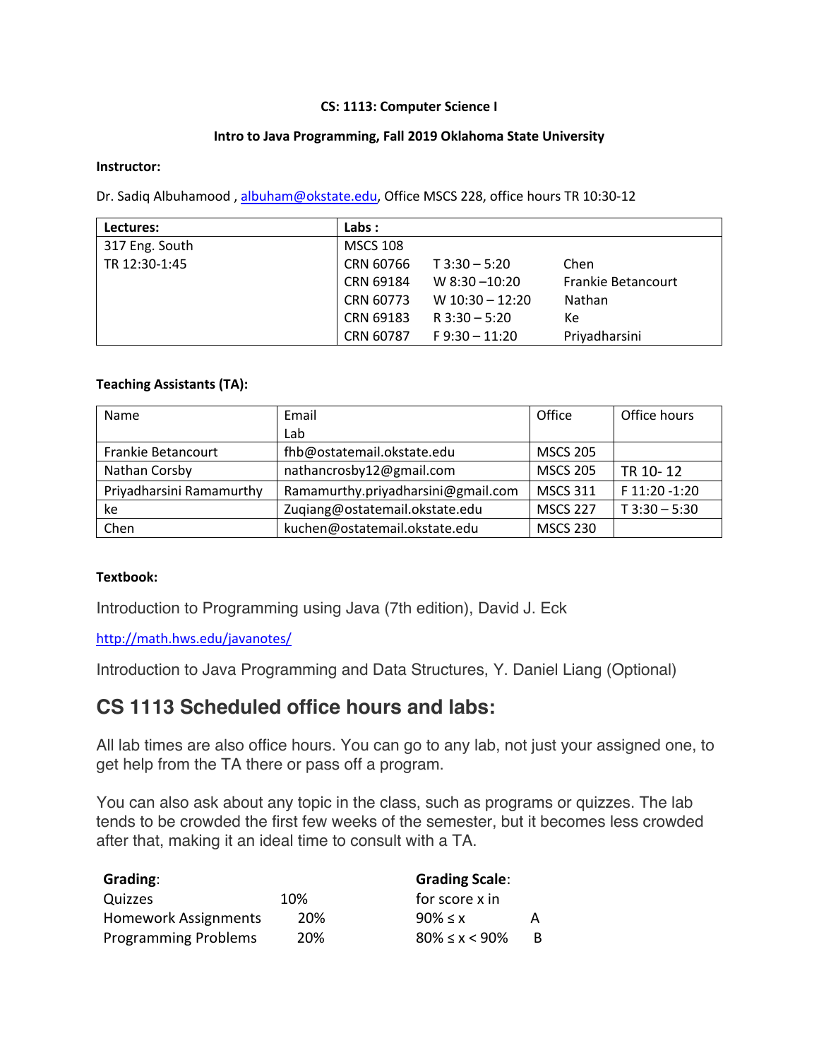**CS: 1113: Computer Science I**

**Intro to Java Programming, Fall 2019 Oklahoma State University**

**Instructor:**

Dr. Sadiq Albuhamood , albuham@okstate.edu, Office MSCS 228, office hours TR 10:30-12

| **Lectures:** | **Labs :** | | |
|---|---|---|---|
| 317 Eng. South | MSCS 108 | | |
| TR 12:30-1:45 | CRN 60766 | T 3:30 – 5:20 | Chen |
| | CRN 69184 | W 8:30 –10:20 | Frankie Betancourt |
| | CRN 60773 | W 10:30 – 12:20 | Nathan |
| | CRN 69183 | R 3:30 – 5:20 | Ke |
| | CRN 60787 | F 9:30 – 11:20 | Priyadharsini |

**Teaching Assistants (TA):**

| Name | Email Lab | Office | Office hours |
|---|---|---|---|
| Frankie Betancourt | fhb@ostatemail.okstate.edu | MSCS 205 | |
| Nathan Corsby | nathancrosby12@gmail.com | MSCS 205 | TR 10- 12 |
| Priyadharsini Ramamurthy | Ramamurthy.priyadharsini@gmail.com | MSCS 311 | F 11:20 -1:20 |
| ke | Zuqiang@ostatemail.okstate.edu | MSCS 227 | T 3:30 – 5:30 |
| Chen | kuchen@ostatemail.okstate.edu | MSCS 230 | |

**Textbook:**

Introduction to Programming using Java (7th edition), David J. Eck

http://math.hws.edu/javanotes/

Introduction to Java Programming and Data Structures, Y. Daniel Liang (Optional)

## CS 1113 Scheduled office hours and labs:

All lab times are also office hours. You can go to any lab, not just your assigned one, to get help from the TA there or pass off a program.

You can also ask about any topic in the class, such as programs or quizzes. The lab tends to be crowded the first few weeks of the semester, but it becomes less crowded after that, making it an ideal time to consult with a TA.

**Grading**:

| | |
|---|---|
| Quizzes | 10% |
| Homework Assignments | 20% |
| Programming Problems | 20% |

**Grading Scale**:

for score x in

| | |
|---|---|
| $90\% \leq x$ | A |
| $80\% \leq x < 90\%$ | B |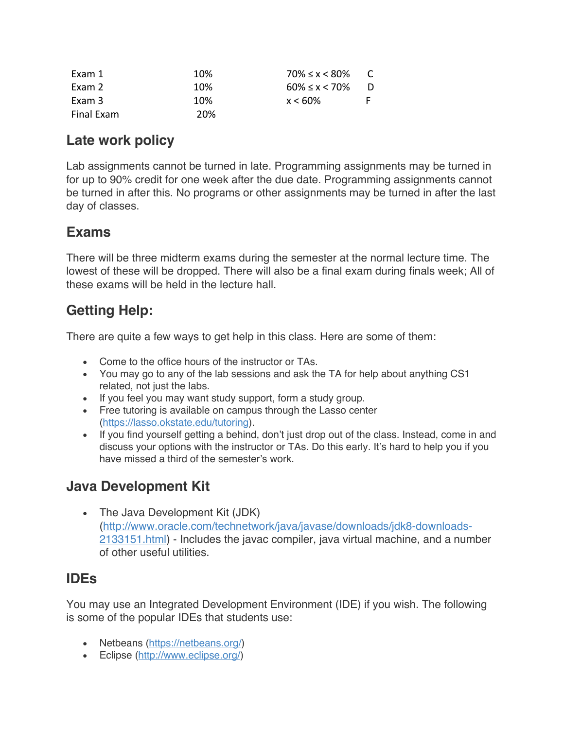| | | | |
|---|---|---|---|
| Exam 1 | 10% | 70% ≤ x < 80% | C |
| Exam 2 | 10% | 60% ≤ x < 70% | D |
| Exam 3 | 10% | x < 60% | F |
| Final Exam | 20% | | |

## Late work policy

Lab assignments cannot be turned in late. Programming assignments may be turned in for up to 90% credit for one week after the due date. Programming assignments cannot be turned in after this. No programs or other assignments may be turned in after the last day of classes.

## Exams

There will be three midterm exams during the semester at the normal lecture time. The lowest of these will be dropped. There will also be a final exam during finals week; All of these exams will be held in the lecture hall.

## Getting Help:

There are quite a few ways to get help in this class. Here are some of them:

- Come to the office hours of the instructor or TAs.
- You may go to any of the lab sessions and ask the TA for help about anything CS1 related, not just the labs.
- If you feel you may want study support, form a study group.
- Free tutoring is available on campus through the Lasso center (https://lasso.okstate.edu/tutoring).
- If you find yourself getting a behind, don't just drop out of the class. Instead, come in and discuss your options with the instructor or TAs. Do this early. It's hard to help you if you have missed a third of the semester's work.

## Java Development Kit

- The Java Development Kit (JDK) (http://www.oracle.com/technetwork/java/javase/downloads/jdk8-downloads-2133151.html) - Includes the javac compiler, java virtual machine, and a number of other useful utilities.

## IDEs

You may use an Integrated Development Environment (IDE) if you wish. The following is some of the popular IDEs that students use:

- Netbeans (https://netbeans.org/)
- Eclipse (http://www.eclipse.org/)